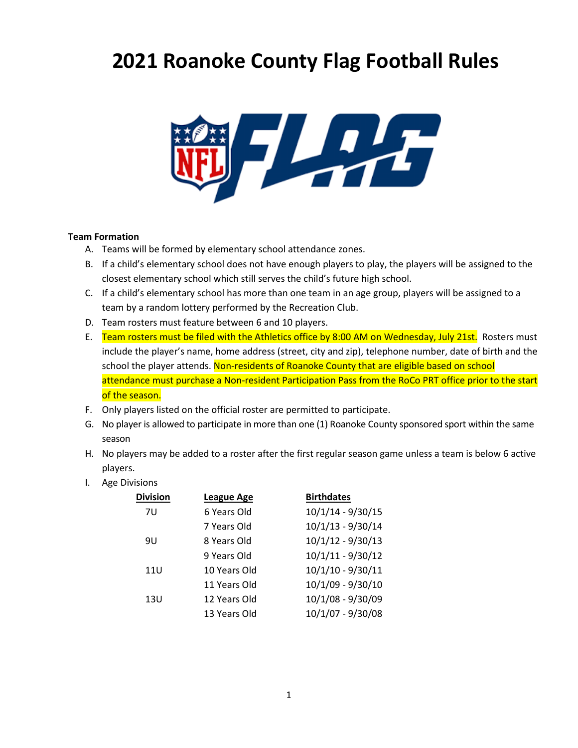# 2021 Roanoke County Flag Football Rules

**Team Formation**

A. Teams will be formed by elementary school attendance zones.

B. If a child's elementary school does not have enough players to play, the players will be assigned to the closest elementary school which still serves the child's future high school.

C. If a child's elementary school has more than one team in an age group, players will be assigned to a team by a random lottery performed by the Recreation Club.

D. Team rosters must feature between 6 and 10 players.

E. Team rosters must be filed with the Athletics office by 8:00 AM on Wednesday, July 21st. Rosters must include the player's name, home address (street, city and zip), telephone number, date of birth and the school the player attends. Non-residents of Roanoke County that are eligible based on school attendance must purchase a Non-resident Participation Pass from the RoCo PRT office prior to the start of the season.

F. Only players listed on the official roster are permitted to participate.

G. No player is allowed to participate in more than one (1) Roanoke County sponsored sport within the same season

H. No players may be added to a roster after the first regular season game unless a team is below 6 active players.

I. Age Divisions

| Division | League Age | Birthdates |
|---|---|---|
| 7U | 6 Years Old | 10/1/14 - 9/30/15 |
| | 7 Years Old | 10/1/13 - 9/30/14 |
| 9U | 8 Years Old | 10/1/12 - 9/30/13 |
| | 9 Years Old | 10/1/11 - 9/30/12 |
| 11U | 10 Years Old | 10/1/10 - 9/30/11 |
| | 11 Years Old | 10/1/09 - 9/30/10 |
| 13U | 12 Years Old | 10/1/08 - 9/30/09 |
| | 13 Years Old | 10/1/07 - 9/30/08 |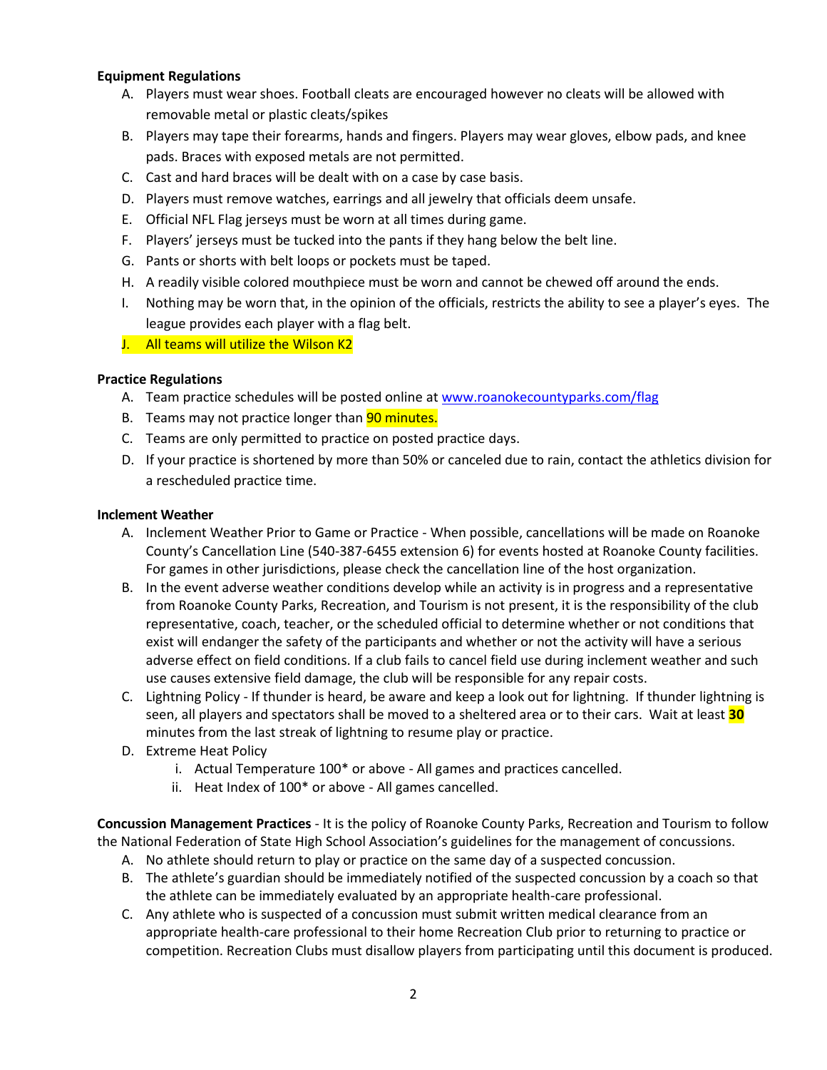**Equipment Regulations**

A. Players must wear shoes. Football cleats are encouraged however no cleats will be allowed with removable metal or plastic cleats/spikes
B. Players may tape their forearms, hands and fingers. Players may wear gloves, elbow pads, and knee pads. Braces with exposed metals are not permitted.
C. Cast and hard braces will be dealt with on a case by case basis.
D. Players must remove watches, earrings and all jewelry that officials deem unsafe.
E. Official NFL Flag jerseys must be worn at all times during game.
F. Players' jerseys must be tucked into the pants if they hang below the belt line.
G. Pants or shorts with belt loops or pockets must be taped.
H. A readily visible colored mouthpiece must be worn and cannot be chewed off around the ends.
I. Nothing may be worn that, in the opinion of the officials, restricts the ability to see a player's eyes. The league provides each player with a flag belt.
J. All teams will utilize the Wilson K2

**Practice Regulations**

A. Team practice schedules will be posted online at [www.roanokecountyparks.com/flag](www.roanokecountyparks.com/flag)
B. Teams may not practice longer than 90 minutes.
C. Teams are only permitted to practice on posted practice days.
D. If your practice is shortened by more than 50% or canceled due to rain, contact the athletics division for a rescheduled practice time.

**Inclement Weather**

A. Inclement Weather Prior to Game or Practice - When possible, cancellations will be made on Roanoke County's Cancellation Line (540-387-6455 extension 6) for events hosted at Roanoke County facilities. For games in other jurisdictions, please check the cancellation line of the host organization.
B. In the event adverse weather conditions develop while an activity is in progress and a representative from Roanoke County Parks, Recreation, and Tourism is not present, it is the responsibility of the club representative, coach, teacher, or the scheduled official to determine whether or not conditions that exist will endanger the safety of the participants and whether or not the activity will have a serious adverse effect on field conditions. If a club fails to cancel field use during inclement weather and such use causes extensive field damage, the club will be responsible for any repair costs.
C. Lightning Policy - If thunder is heard, be aware and keep a look out for lightning. If thunder lightning is seen, all players and spectators shall be moved to a sheltered area or to their cars. Wait at least **30** minutes from the last streak of lightning to resume play or practice.
D. Extreme Heat Policy
   i. Actual Temperature 100* or above - All games and practices cancelled.
   ii. Heat Index of 100* or above - All games cancelled.

**Concussion Management Practices** - It is the policy of Roanoke County Parks, Recreation and Tourism to follow the National Federation of State High School Association's guidelines for the management of concussions.

A. No athlete should return to play or practice on the same day of a suspected concussion.
B. The athlete's guardian should be immediately notified of the suspected concussion by a coach so that the athlete can be immediately evaluated by an appropriate health-care professional.
C. Any athlete who is suspected of a concussion must submit written medical clearance from an appropriate health-care professional to their home Recreation Club prior to returning to practice or competition. Recreation Clubs must disallow players from participating until this document is produced.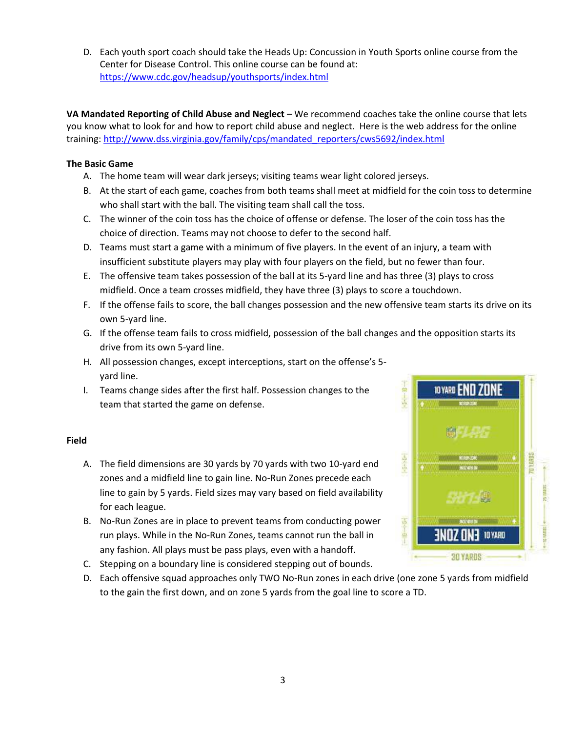D. Each youth sport coach should take the Heads Up: Concussion in Youth Sports online course from the Center for Disease Control. This online course can be found at: https://www.cdc.gov/headsup/youthsports/index.html

**VA Mandated Reporting of Child Abuse and Neglect** – We recommend coaches take the online course that lets you know what to look for and how to report child abuse and neglect. Here is the web address for the online training: http://www.dss.virginia.gov/family/cps/mandated_reporters/cws5692/index.html

**The Basic Game**

A. The home team will wear dark jerseys; visiting teams wear light colored jerseys.
B. At the start of each game, coaches from both teams shall meet at midfield for the coin toss to determine who shall start with the ball. The visiting team shall call the toss.
C. The winner of the coin toss has the choice of offense or defense. The loser of the coin toss has the choice of direction. Teams may not choose to defer to the second half.
D. Teams must start a game with a minimum of five players. In the event of an injury, a team with insufficient substitute players may play with four players on the field, but no fewer than four.
E. The offensive team takes possession of the ball at its 5-yard line and has three (3) plays to cross midfield. Once a team crosses midfield, they have three (3) plays to score a touchdown.
F. If the offense fails to score, the ball changes possession and the new offensive team starts its drive on its own 5-yard line.
G. If the offense team fails to cross midfield, possession of the ball changes and the opposition starts its drive from its own 5-yard line.
H. All possession changes, except interceptions, start on the offense's 5-yard line.
I. Teams change sides after the first half. Possession changes to the team that started the game on defense.

**Field**

A. The field dimensions are 30 yards by 70 yards with two 10-yard end zones and a midfield line to gain line. No-Run Zones precede each line to gain by 5 yards. Field sizes may vary based on field availability for each league.
B. No-Run Zones are in place to prevent teams from conducting power run plays. While in the No-Run Zones, teams cannot run the ball in any fashion. All plays must be pass plays, even with a handoff.
C. Stepping on a boundary line is considered stepping out of bounds.
D. Each offensive squad approaches only TWO No-Run zones in each drive (one zone 5 yards from midfield to the gain the first down, and on zone 5 yards from the goal line to score a TD.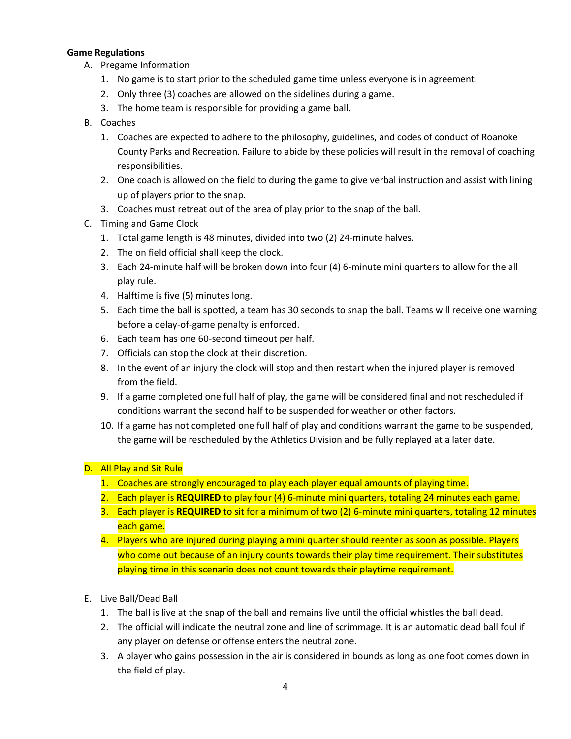**Game Regulations**

A. Pregame Information
   1. No game is to start prior to the scheduled game time unless everyone is in agreement.
   2. Only three (3) coaches are allowed on the sidelines during a game.
   3. The home team is responsible for providing a game ball.

B. Coaches
   1. Coaches are expected to adhere to the philosophy, guidelines, and codes of conduct of Roanoke County Parks and Recreation. Failure to abide by these policies will result in the removal of coaching responsibilities.
   2. One coach is allowed on the field to during the game to give verbal instruction and assist with lining up of players prior to the snap.
   3. Coaches must retreat out of the area of play prior to the snap of the ball.

C. Timing and Game Clock
   1. Total game length is 48 minutes, divided into two (2) 24-minute halves.
   2. The on field official shall keep the clock.
   3. Each 24-minute half will be broken down into four (4) 6-minute mini quarters to allow for the all play rule.
   4. Halftime is five (5) minutes long.
   5. Each time the ball is spotted, a team has 30 seconds to snap the ball. Teams will receive one warning before a delay-of-game penalty is enforced.
   6. Each team has one 60-second timeout per half.
   7. Officials can stop the clock at their discretion.
   8. In the event of an injury the clock will stop and then restart when the injured player is removed from the field.
   9. If a game completed one full half of play, the game will be considered final and not rescheduled if conditions warrant the second half to be suspended for weather or other factors.
   10. If a game has not completed one full half of play and conditions warrant the game to be suspended, the game will be rescheduled by the Athletics Division and be fully replayed at a later date.

D. All Play and Sit Rule
   1. Coaches are strongly encouraged to play each player equal amounts of playing time.
   2. Each player is **REQUIRED** to play four (4) 6-minute mini quarters, totaling 24 minutes each game.
   3. Each player is **REQUIRED** to sit for a minimum of two (2) 6-minute mini quarters, totaling 12 minutes each game.
   4. Players who are injured during playing a mini quarter should reenter as soon as possible. Players who come out because of an injury counts towards their play time requirement. Their substitutes playing time in this scenario does not count towards their playtime requirement.

E. Live Ball/Dead Ball
   1. The ball is live at the snap of the ball and remains live until the official whistles the ball dead.
   2. The official will indicate the neutral zone and line of scrimmage. It is an automatic dead ball foul if any player on defense or offense enters the neutral zone.
   3. A player who gains possession in the air is considered in bounds as long as one foot comes down in the field of play.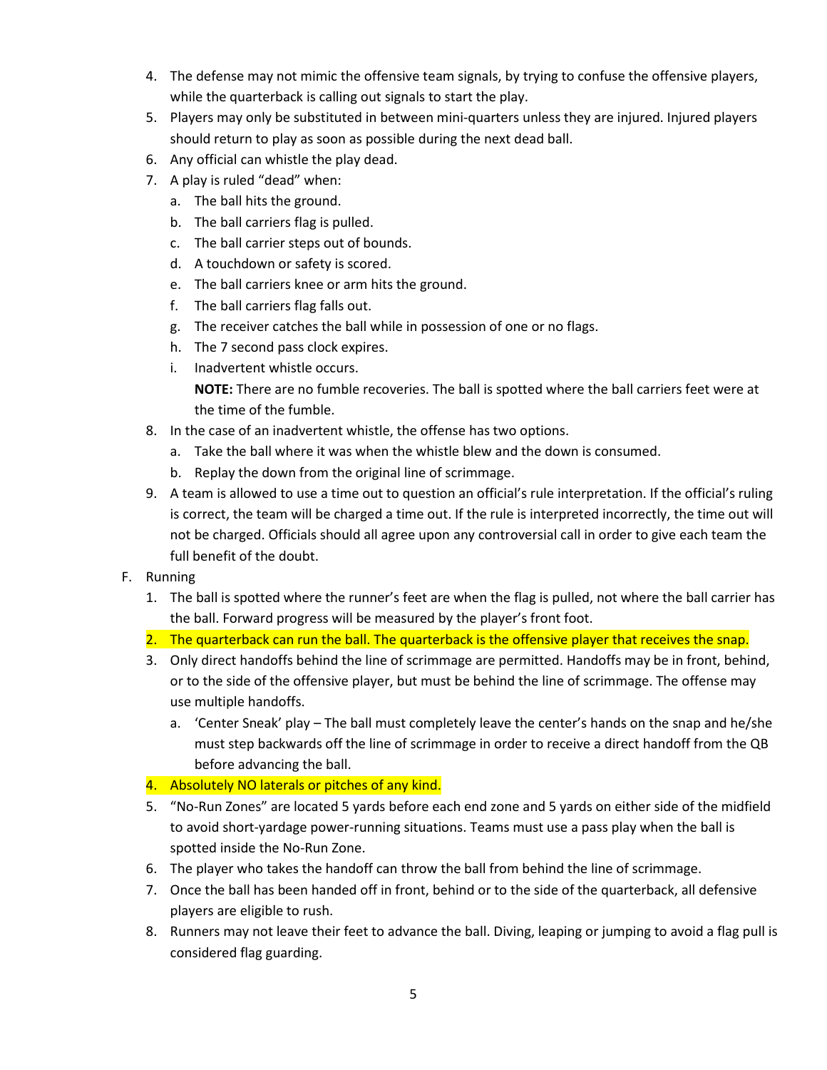4. The defense may not mimic the offensive team signals, by trying to confuse the offensive players, while the quarterback is calling out signals to start the play.
5. Players may only be substituted in between mini-quarters unless they are injured. Injured players should return to play as soon as possible during the next dead ball.
6. Any official can whistle the play dead.
7. A play is ruled "dead" when:
   a. The ball hits the ground.
   b. The ball carriers flag is pulled.
   c. The ball carrier steps out of bounds.
   d. A touchdown or safety is scored.
   e. The ball carriers knee or arm hits the ground.
   f. The ball carriers flag falls out.
   g. The receiver catches the ball while in possession of one or no flags.
   h. The 7 second pass clock expires.
   i. Inadvertent whistle occurs.

   **NOTE:** There are no fumble recoveries. The ball is spotted where the ball carriers feet were at the time of the fumble.
8. In the case of an inadvertent whistle, the offense has two options.
   a. Take the ball where it was when the whistle blew and the down is consumed.
   b. Replay the down from the original line of scrimmage.
9. A team is allowed to use a time out to question an official's rule interpretation. If the official's ruling is correct, the team will be charged a time out. If the rule is interpreted incorrectly, the time out will not be charged. Officials should all agree upon any controversial call in order to give each team the full benefit of the doubt.

F. Running

1. The ball is spotted where the runner's feet are when the flag is pulled, not where the ball carrier has the ball. Forward progress will be measured by the player's front foot.
2. The quarterback can run the ball. The quarterback is the offensive player that receives the snap.
3. Only direct handoffs behind the line of scrimmage are permitted. Handoffs may be in front, behind, or to the side of the offensive player, but must be behind the line of scrimmage. The offense may use multiple handoffs.
   a. 'Center Sneak' play – The ball must completely leave the center's hands on the snap and he/she must step backwards off the line of scrimmage in order to receive a direct handoff from the QB before advancing the ball.
4. Absolutely NO laterals or pitches of any kind.
5. "No-Run Zones" are located 5 yards before each end zone and 5 yards on either side of the midfield to avoid short-yardage power-running situations. Teams must use a pass play when the ball is spotted inside the No-Run Zone.
6. The player who takes the handoff can throw the ball from behind the line of scrimmage.
7. Once the ball has been handed off in front, behind or to the side of the quarterback, all defensive players are eligible to rush.
8. Runners may not leave their feet to advance the ball. Diving, leaping or jumping to avoid a flag pull is considered flag guarding.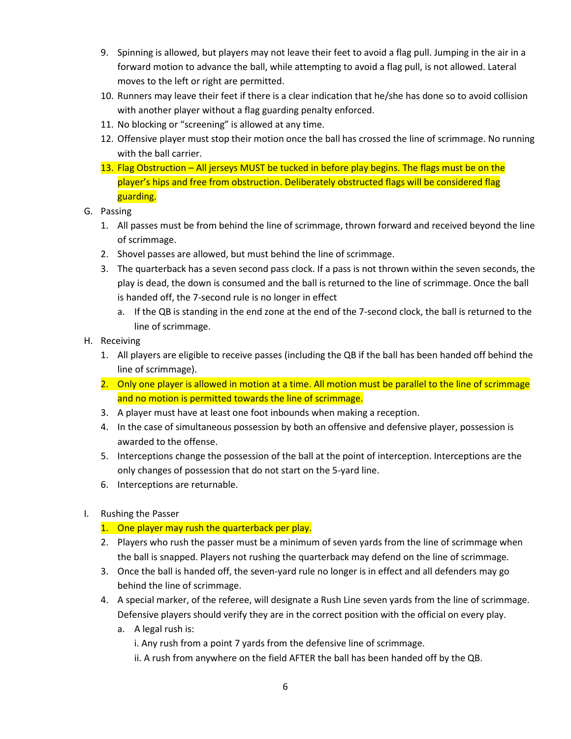9. Spinning is allowed, but players may not leave their feet to avoid a flag pull. Jumping in the air in a forward motion to advance the ball, while attempting to avoid a flag pull, is not allowed. Lateral moves to the left or right are permitted.
10. Runners may leave their feet if there is a clear indication that he/she has done so to avoid collision with another player without a flag guarding penalty enforced.
11. No blocking or "screening" is allowed at any time.
12. Offensive player must stop their motion once the ball has crossed the line of scrimmage. No running with the ball carrier.
13. Flag Obstruction – All jerseys MUST be tucked in before play begins. The flags must be on the player's hips and free from obstruction. Deliberately obstructed flags will be considered flag guarding.

G. Passing

1. All passes must be from behind the line of scrimmage, thrown forward and received beyond the line of scrimmage.
2. Shovel passes are allowed, but must behind the line of scrimmage.
3. The quarterback has a seven second pass clock. If a pass is not thrown within the seven seconds, the play is dead, the down is consumed and the ball is returned to the line of scrimmage. Once the ball is handed off, the 7-second rule is no longer in effect
   a. If the QB is standing in the end zone at the end of the 7-second clock, the ball is returned to the line of scrimmage.

H. Receiving

1. All players are eligible to receive passes (including the QB if the ball has been handed off behind the line of scrimmage).
2. Only one player is allowed in motion at a time. All motion must be parallel to the line of scrimmage and no motion is permitted towards the line of scrimmage.
3. A player must have at least one foot inbounds when making a reception.
4. In the case of simultaneous possession by both an offensive and defensive player, possession is awarded to the offense.
5. Interceptions change the possession of the ball at the point of interception. Interceptions are the only changes of possession that do not start on the 5-yard line.
6. Interceptions are returnable.

I. Rushing the Passer

1. One player may rush the quarterback per play.
2. Players who rush the passer must be a minimum of seven yards from the line of scrimmage when the ball is snapped. Players not rushing the quarterback may defend on the line of scrimmage.
3. Once the ball is handed off, the seven-yard rule no longer is in effect and all defenders may go behind the line of scrimmage.
4. A special marker, of the referee, will designate a Rush Line seven yards from the line of scrimmage. Defensive players should verify they are in the correct position with the official on every play.
   a. A legal rush is:
      i. Any rush from a point 7 yards from the defensive line of scrimmage.
      ii. A rush from anywhere on the field AFTER the ball has been handed off by the QB.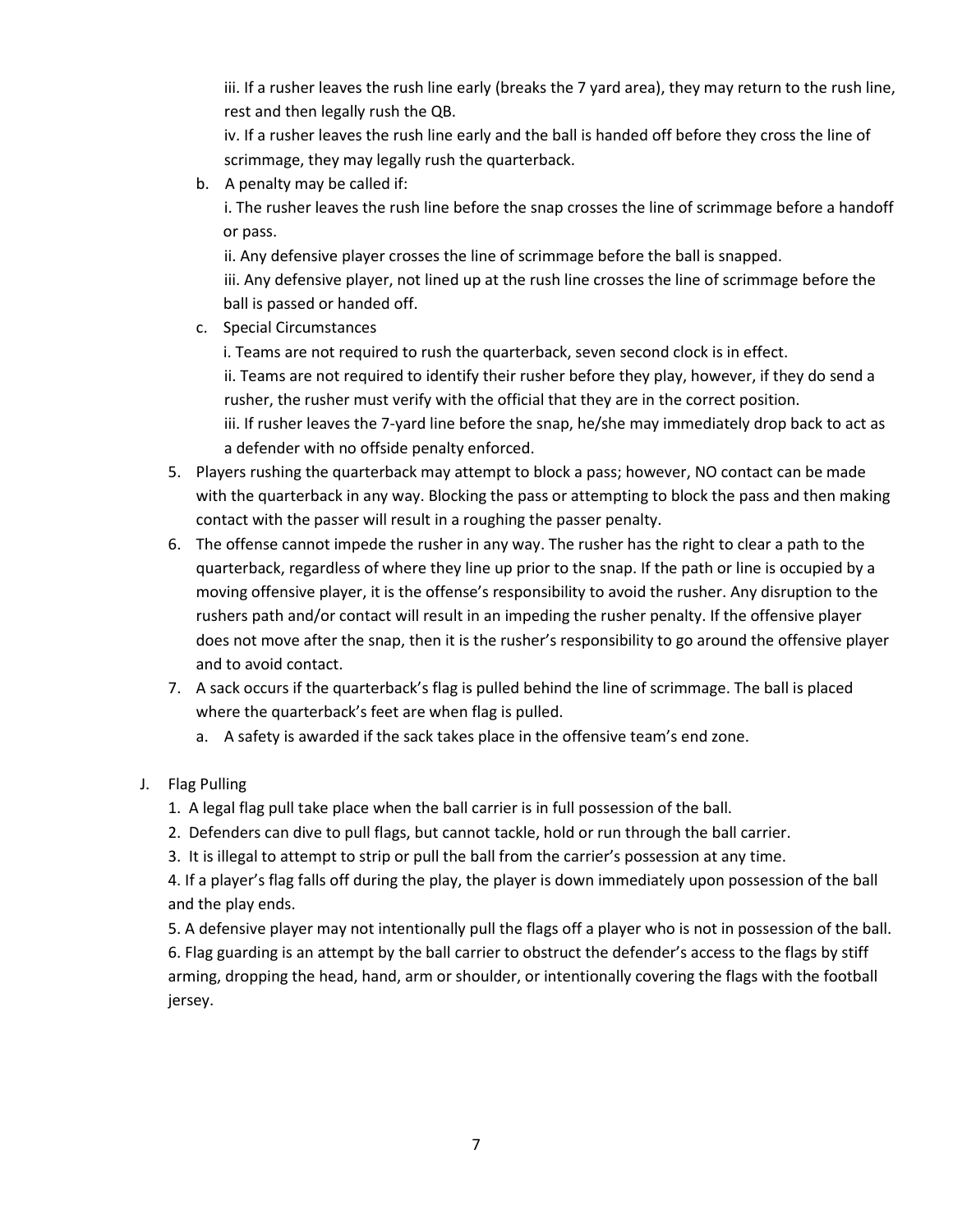iii. If a rusher leaves the rush line early (breaks the 7 yard area), they may return to the rush line, rest and then legally rush the QB.

iv. If a rusher leaves the rush line early and the ball is handed off before they cross the line of scrimmage, they may legally rush the quarterback.

b. A penalty may be called if:

i. The rusher leaves the rush line before the snap crosses the line of scrimmage before a handoff or pass.

ii. Any defensive player crosses the line of scrimmage before the ball is snapped.

iii. Any defensive player, not lined up at the rush line crosses the line of scrimmage before the ball is passed or handed off.

c. Special Circumstances

i. Teams are not required to rush the quarterback, seven second clock is in effect.

ii. Teams are not required to identify their rusher before they play, however, if they do send a rusher, the rusher must verify with the official that they are in the correct position.

iii. If rusher leaves the 7-yard line before the snap, he/she may immediately drop back to act as a defender with no offside penalty enforced.

5. Players rushing the quarterback may attempt to block a pass; however, NO contact can be made with the quarterback in any way. Blocking the pass or attempting to block the pass and then making contact with the passer will result in a roughing the passer penalty.
6. The offense cannot impede the rusher in any way. The rusher has the right to clear a path to the quarterback, regardless of where they line up prior to the snap. If the path or line is occupied by a moving offensive player, it is the offense's responsibility to avoid the rusher. Any disruption to the rushers path and/or contact will result in an impeding the rusher penalty. If the offensive player does not move after the snap, then it is the rusher's responsibility to go around the offensive player and to avoid contact.
7. A sack occurs if the quarterback's flag is pulled behind the line of scrimmage. The ball is placed where the quarterback's feet are when flag is pulled.
   a. A safety is awarded if the sack takes place in the offensive team's end zone.

J. Flag Pulling

1. A legal flag pull take place when the ball carrier is in full possession of the ball.
2. Defenders can dive to pull flags, but cannot tackle, hold or run through the ball carrier.
3. It is illegal to attempt to strip or pull the ball from the carrier's possession at any time.
4. If a player's flag falls off during the play, the player is down immediately upon possession of the ball and the play ends.
5. A defensive player may not intentionally pull the flags off a player who is not in possession of the ball.
6. Flag guarding is an attempt by the ball carrier to obstruct the defender's access to the flags by stiff arming, dropping the head, hand, arm or shoulder, or intentionally covering the flags with the football jersey.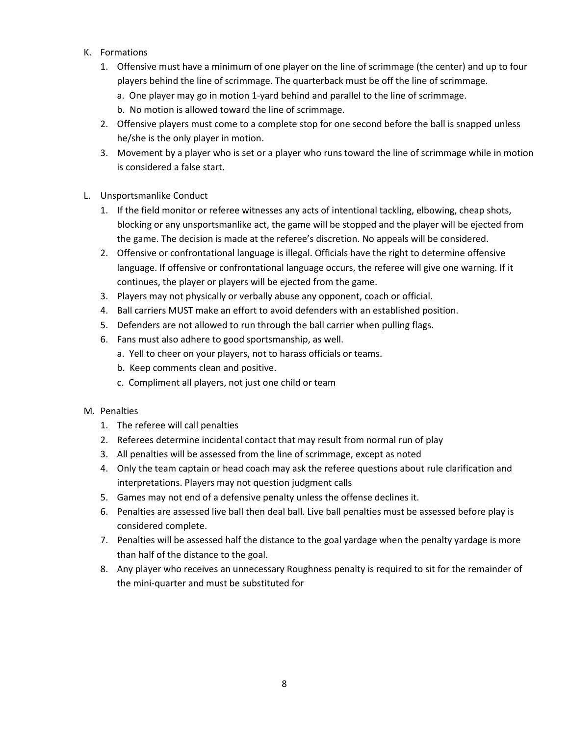K. Formations

1. Offensive must have a minimum of one player on the line of scrimmage (the center) and up to four players behind the line of scrimmage. The quarterback must be off the line of scrimmage.
   a. One player may go in motion 1-yard behind and parallel to the line of scrimmage.
   b. No motion is allowed toward the line of scrimmage.
2. Offensive players must come to a complete stop for one second before the ball is snapped unless he/she is the only player in motion.
3. Movement by a player who is set or a player who runs toward the line of scrimmage while in motion is considered a false start.

L. Unsportsmanlike Conduct

1. If the field monitor or referee witnesses any acts of intentional tackling, elbowing, cheap shots, blocking or any unsportsmanlike act, the game will be stopped and the player will be ejected from the game. The decision is made at the referee's discretion. No appeals will be considered.
2. Offensive or confrontational language is illegal. Officials have the right to determine offensive language. If offensive or confrontational language occurs, the referee will give one warning. If it continues, the player or players will be ejected from the game.
3. Players may not physically or verbally abuse any opponent, coach or official.
4. Ball carriers MUST make an effort to avoid defenders with an established position.
5. Defenders are not allowed to run through the ball carrier when pulling flags.
6. Fans must also adhere to good sportsmanship, as well.
   a. Yell to cheer on your players, not to harass officials or teams.
   b. Keep comments clean and positive.
   c. Compliment all players, not just one child or team

M. Penalties

1. The referee will call penalties
2. Referees determine incidental contact that may result from normal run of play
3. All penalties will be assessed from the line of scrimmage, except as noted
4. Only the team captain or head coach may ask the referee questions about rule clarification and interpretations. Players may not question judgment calls
5. Games may not end of a defensive penalty unless the offense declines it.
6. Penalties are assessed live ball then deal ball. Live ball penalties must be assessed before play is considered complete.
7. Penalties will be assessed half the distance to the goal yardage when the penalty yardage is more than half of the distance to the goal.
8. Any player who receives an unnecessary Roughness penalty is required to sit for the remainder of the mini-quarter and must be substituted for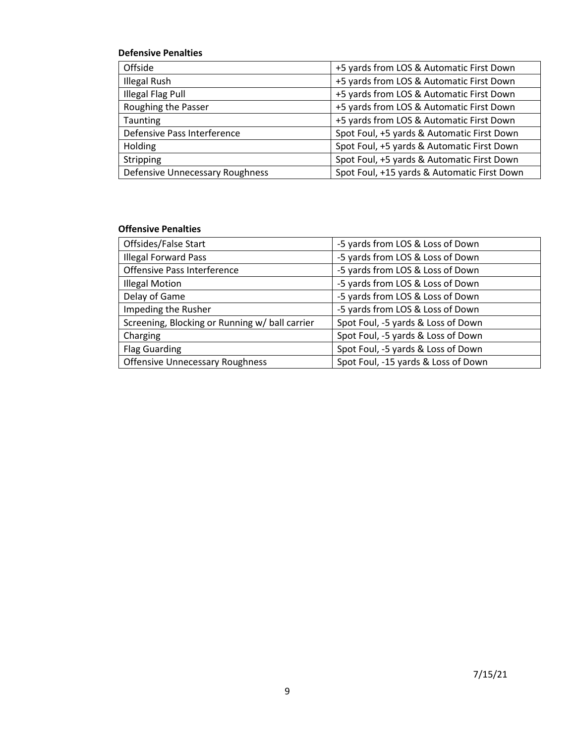**Defensive Penalties**

| | |
|---|---|
| Offside | +5 yards from LOS & Automatic First Down |
| Illegal Rush | +5 yards from LOS & Automatic First Down |
| Illegal Flag Pull | +5 yards from LOS & Automatic First Down |
| Roughing the Passer | +5 yards from LOS & Automatic First Down |
| Taunting | +5 yards from LOS & Automatic First Down |
| Defensive Pass Interference | Spot Foul, +5 yards & Automatic First Down |
| Holding | Spot Foul, +5 yards & Automatic First Down |
| Stripping | Spot Foul, +5 yards & Automatic First Down |
| Defensive Unnecessary Roughness | Spot Foul, +15 yards & Automatic First Down |

**Offensive Penalties**

| | |
|---|---|
| Offsides/False Start | -5 yards from LOS & Loss of Down |
| Illegal Forward Pass | -5 yards from LOS & Loss of Down |
| Offensive Pass Interference | -5 yards from LOS & Loss of Down |
| Illegal Motion | -5 yards from LOS & Loss of Down |
| Delay of Game | -5 yards from LOS & Loss of Down |
| Impeding the Rusher | -5 yards from LOS & Loss of Down |
| Screening, Blocking or Running w/ ball carrier | Spot Foul, -5 yards & Loss of Down |
| Charging | Spot Foul, -5 yards & Loss of Down |
| Flag Guarding | Spot Foul, -5 yards & Loss of Down |
| Offensive Unnecessary Roughness | Spot Foul, -15 yards & Loss of Down |

7/15/21